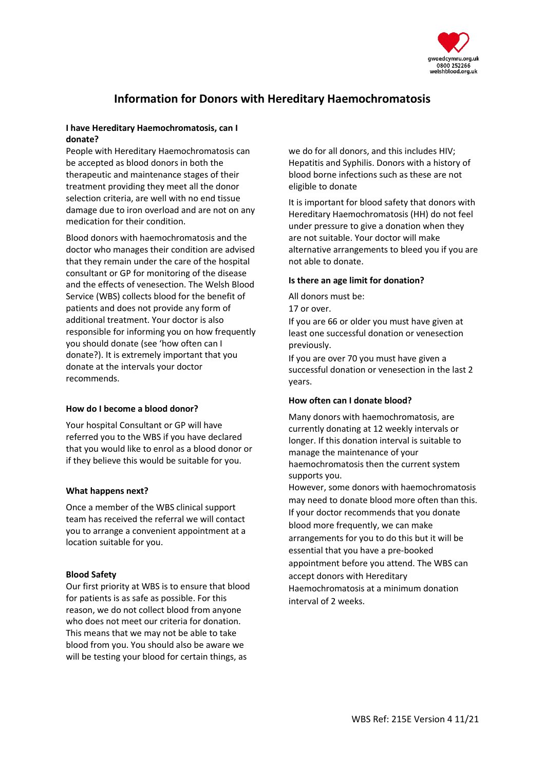# Information for Donors with Hereditary Haemochromatosis

**I have Hereditary Haemochromatosis, can I donate?**

People with Hereditary Haemochromatosis can be accepted as blood donors in both the therapeutic and maintenance stages of their treatment providing they meet all the donor selection criteria, are well with no end tissue damage due to iron overload and are not on any medication for their condition.

Blood donors with haemochromatosis and the doctor who manages their condition are advised that they remain under the care of the hospital consultant or GP for monitoring of the disease and the effects of venesection. The Welsh Blood Service (WBS) collects blood for the benefit of patients and does not provide any form of additional treatment. Your doctor is also responsible for informing you on how frequently you should donate (see 'how often can I donate?). It is extremely important that you donate at the intervals your doctor recommends.

**How do I become a blood donor?**

Your hospital Consultant or GP will have referred you to the WBS if you have declared that you would like to enrol as a blood donor or if they believe this would be suitable for you.

**What happens next?**

Once a member of the WBS clinical support team has received the referral we will contact you to arrange a convenient appointment at a location suitable for you.

**Blood Safety**

Our first priority at WBS is to ensure that blood for patients is as safe as possible. For this reason, we do not collect blood from anyone who does not meet our criteria for donation. This means that we may not be able to take blood from you. You should also be aware we will be testing your blood for certain things, as we do for all donors, and this includes HIV; Hepatitis and Syphilis. Donors with a history of blood borne infections such as these are not eligible to donate

It is important for blood safety that donors with Hereditary Haemochromatosis (HH) do not feel under pressure to give a donation when they are not suitable. Your doctor will make alternative arrangements to bleed you if you are not able to donate.

**Is there an age limit for donation?**

All donors must be:

17 or over.

If you are 66 or older you must have given at least one successful donation or venesection previously.

If you are over 70 you must have given a successful donation or venesection in the last 2 years.

**How often can I donate blood?**

Many donors with haemochromatosis, are currently donating at 12 weekly intervals or longer. If this donation interval is suitable to manage the maintenance of your haemochromatosis then the current system supports you.

However, some donors with haemochromatosis may need to donate blood more often than this. If your doctor recommends that you donate blood more frequently, we can make arrangements for you to do this but it will be essential that you have a pre-booked appointment before you attend. The WBS can accept donors with Hereditary Haemochromatosis at a minimum donation interval of 2 weeks.

WBS Ref: 215E Version 4 11/21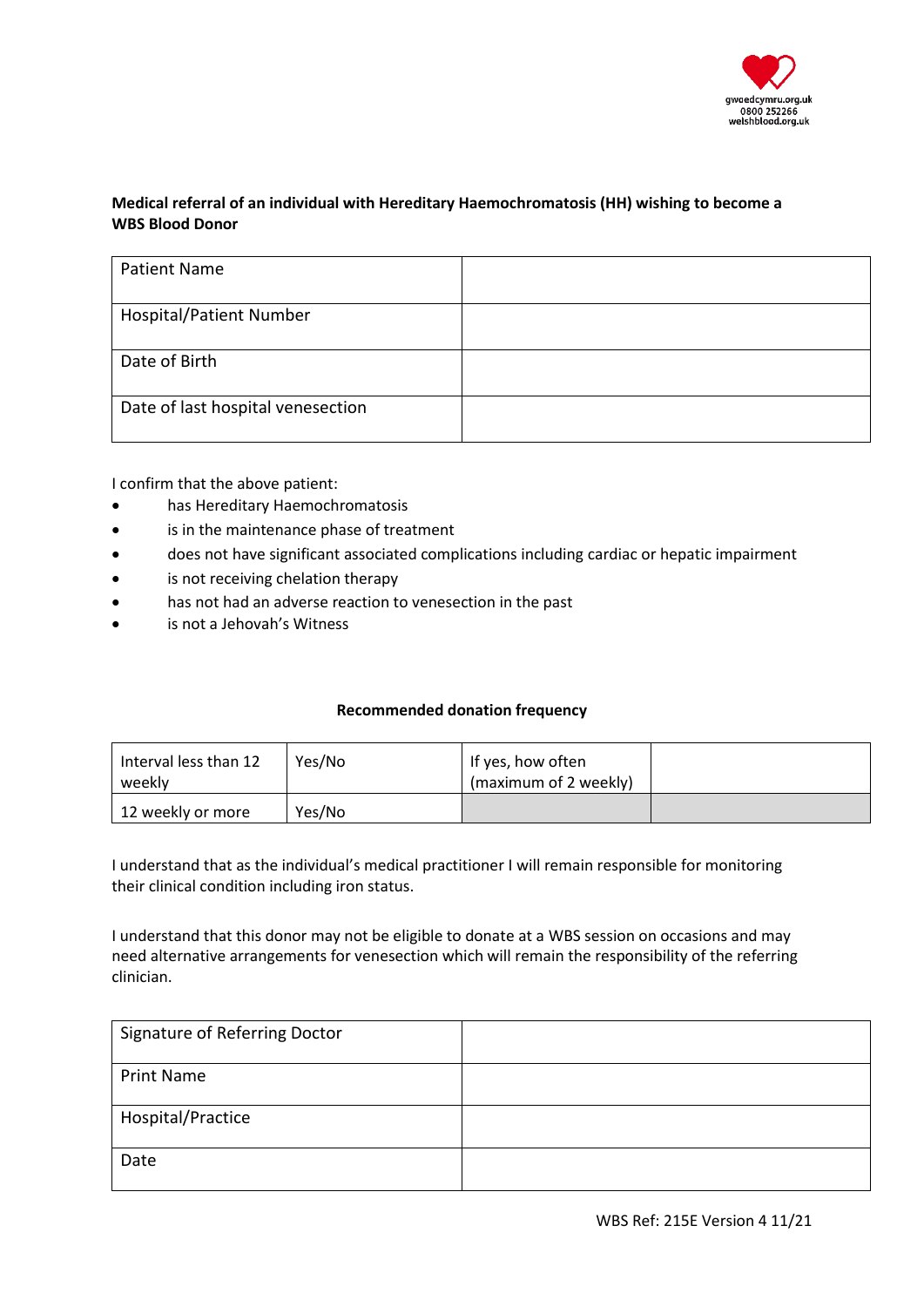gwaedcymru.org.uk
0800 252266
welshblood.org.uk

**Medical referral of an individual with Hereditary Haemochromatosis (HH) wishing to become a WBS Blood Donor**

| Patient Name | |
|---|---|
| Hospital/Patient Number | |
| Date of Birth | |
| Date of last hospital venesection | |

I confirm that the above patient:

- has Hereditary Haemochromatosis
- is in the maintenance phase of treatment
- does not have significant associated complications including cardiac or hepatic impairment
- is not receiving chelation therapy
- has not had an adverse reaction to venesection in the past
- is not a Jehovah's Witness

**Recommended donation frequency**

| Interval less than 12 weekly | Yes/No | If yes, how often (maximum of 2 weekly) | |
|---|---|---|---|
| 12 weekly or more | Yes/No | | |

I understand that as the individual's medical practitioner I will remain responsible for monitoring their clinical condition including iron status.

I understand that this donor may not be eligible to donate at a WBS session on occasions and may need alternative arrangements for venesection which will remain the responsibility of the referring clinician.

| Signature of Referring Doctor | |
|---|---|
| Print Name | |
| Hospital/Practice | |
| Date | |

WBS Ref: 215E Version 4 11/21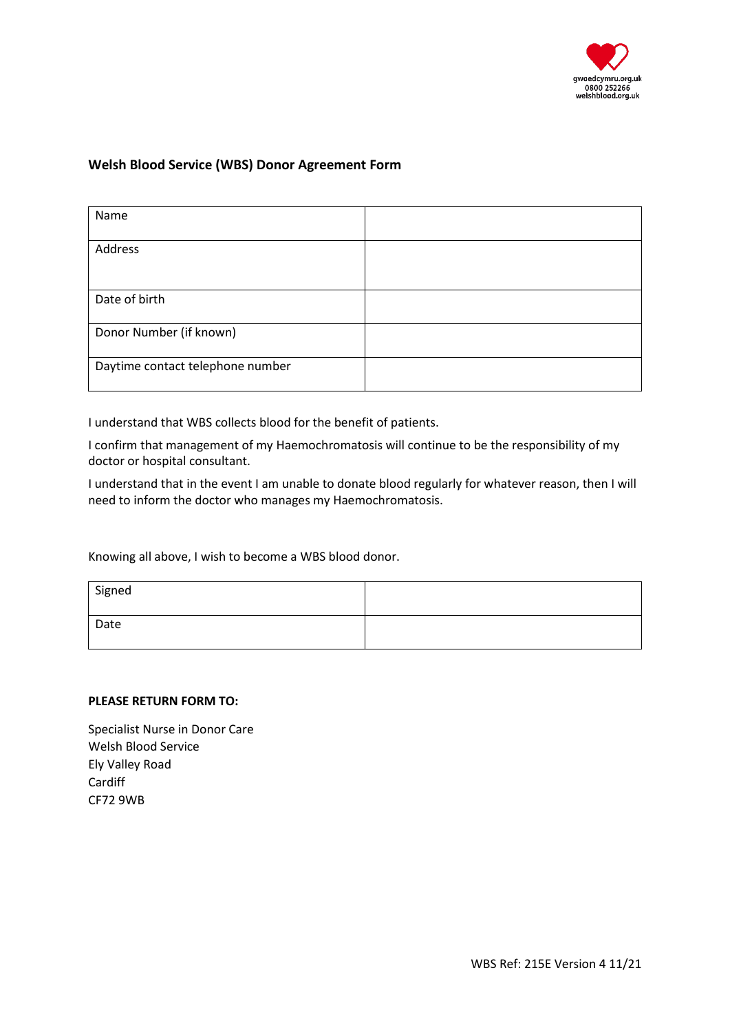gwaedcymru.org.uk
0800 252266
welshblood.org.uk

## Welsh Blood Service (WBS) Donor Agreement Form

| | |
|---|---|
| Name | |
| Address | |
| Date of birth | |
| Donor Number (if known) | |
| Daytime contact telephone number | |

I understand that WBS collects blood for the benefit of patients.

I confirm that management of my Haemochromatosis will continue to be the responsibility of my doctor or hospital consultant.

I understand that in the event I am unable to donate blood regularly for whatever reason, then I will need to inform the doctor who manages my Haemochromatosis.

Knowing all above, I wish to become a WBS blood donor.

| | |
|---|---|
| Signed | |
| Date | |

**PLEASE RETURN FORM TO:**

Specialist Nurse in Donor Care
Welsh Blood Service
Ely Valley Road
Cardiff
CF72 9WB

WBS Ref: 215E Version 4 11/21